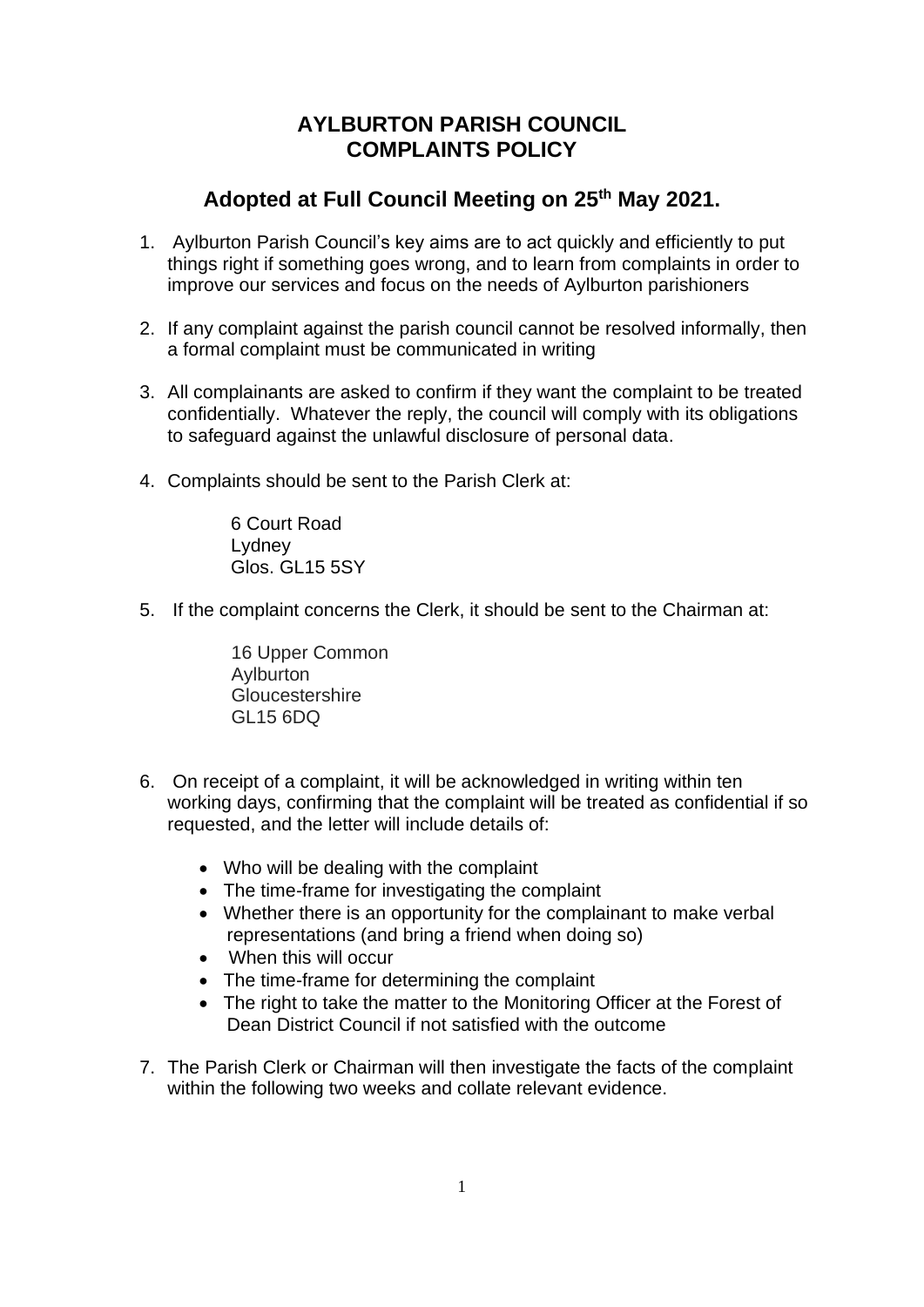# AYLBURTON PARISH COUNCIL
# COMPLAINTS POLICY

## Adopted at Full Council Meeting on 25th May 2021.

1. Aylburton Parish Council's key aims are to act quickly and efficiently to put things right if something goes wrong, and to learn from complaints in order to improve our services and focus on the needs of Aylburton parishioners

2. If any complaint against the parish council cannot be resolved informally, then a formal complaint must be communicated in writing

3. All complainants are asked to confirm if they want the complaint to be treated confidentially. Whatever the reply, the council will comply with its obligations to safeguard against the unlawful disclosure of personal data.

4. Complaints should be sent to the Parish Clerk at:

   6 Court Road
   Lydney
   Glos. GL15 5SY

5. If the complaint concerns the Clerk, it should be sent to the Chairman at:

   16 Upper Common
   Aylburton
   Gloucestershire
   GL15 6DQ

6. On receipt of a complaint, it will be acknowledged in writing within ten working days, confirming that the complaint will be treated as confidential if so requested, and the letter will include details of:

   - Who will be dealing with the complaint
   - The time-frame for investigating the complaint
   - Whether there is an opportunity for the complainant to make verbal representations (and bring a friend when doing so)
   - When this will occur
   - The time-frame for determining the complaint
   - The right to take the matter to the Monitoring Officer at the Forest of Dean District Council if not satisfied with the outcome

7. The Parish Clerk or Chairman will then investigate the facts of the complaint within the following two weeks and collate relevant evidence.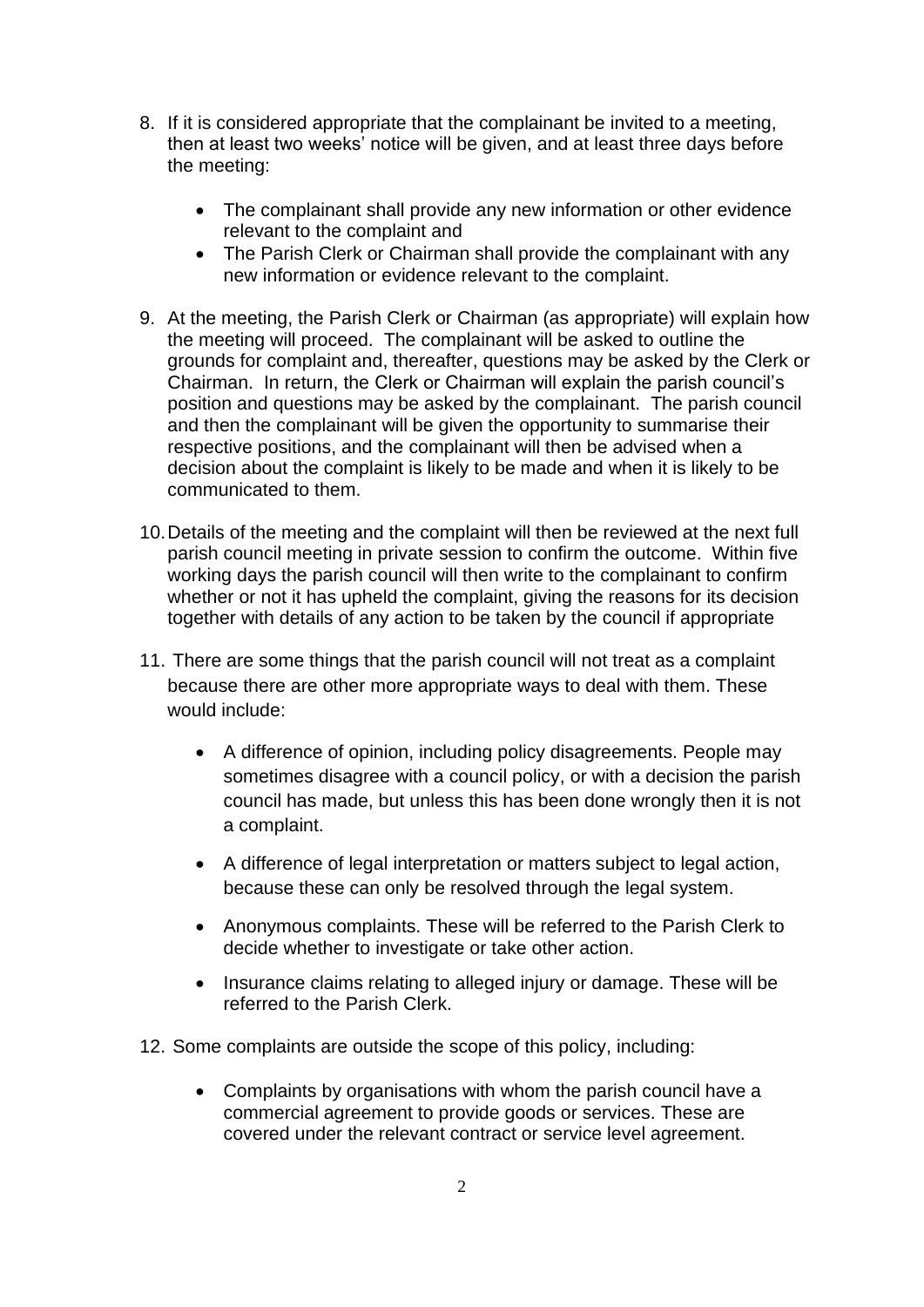8. If it is considered appropriate that the complainant be invited to a meeting, then at least two weeks' notice will be given, and at least three days before the meeting:

    - The complainant shall provide any new information or other evidence relevant to the complaint and
    - The Parish Clerk or Chairman shall provide the complainant with any new information or evidence relevant to the complaint.

9. At the meeting, the Parish Clerk or Chairman (as appropriate) will explain how the meeting will proceed. The complainant will be asked to outline the grounds for complaint and, thereafter, questions may be asked by the Clerk or Chairman. In return, the Clerk or Chairman will explain the parish council's position and questions may be asked by the complainant. The parish council and then the complainant will be given the opportunity to summarise their respective positions, and the complainant will then be advised when a decision about the complaint is likely to be made and when it is likely to be communicated to them.

10. Details of the meeting and the complaint will then be reviewed at the next full parish council meeting in private session to confirm the outcome. Within five working days the parish council will then write to the complainant to confirm whether or not it has upheld the complaint, giving the reasons for its decision together with details of any action to be taken by the council if appropriate

11. There are some things that the parish council will not treat as a complaint because there are other more appropriate ways to deal with them. These would include:

    - A difference of opinion, including policy disagreements. People may sometimes disagree with a council policy, or with a decision the parish council has made, but unless this has been done wrongly then it is not a complaint.

    - A difference of legal interpretation or matters subject to legal action, because these can only be resolved through the legal system.

    - Anonymous complaints. These will be referred to the Parish Clerk to decide whether to investigate or take other action.

    - Insurance claims relating to alleged injury or damage. These will be referred to the Parish Clerk.

12. Some complaints are outside the scope of this policy, including:

    - Complaints by organisations with whom the parish council have a commercial agreement to provide goods or services. These are covered under the relevant contract or service level agreement.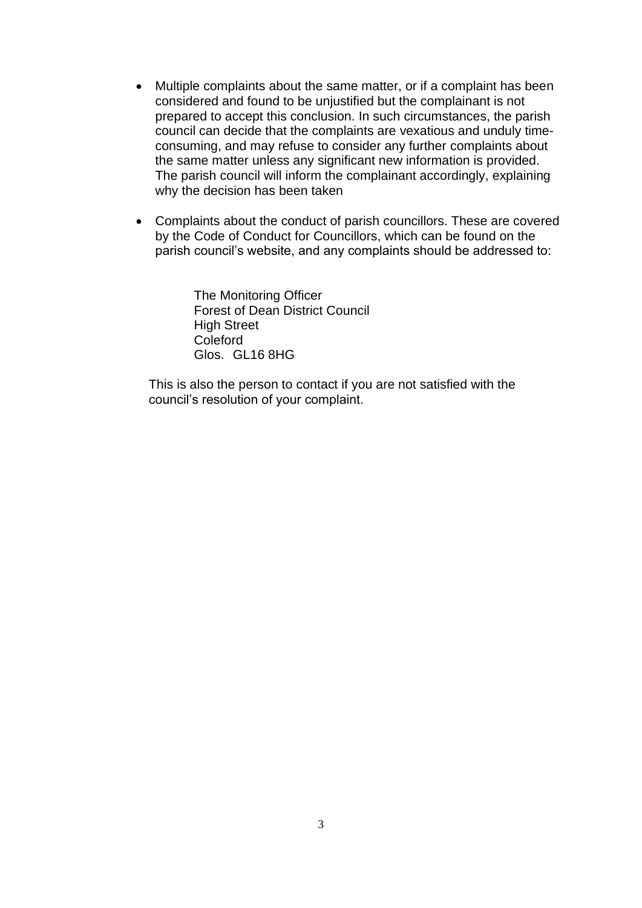- Multiple complaints about the same matter, or if a complaint has been considered and found to be unjustified but the complainant is not prepared to accept this conclusion. In such circumstances, the parish council can decide that the complaints are vexatious and unduly time-consuming, and may refuse to consider any further complaints about the same matter unless any significant new information is provided. The parish council will inform the complainant accordingly, explaining why the decision has been taken

- Complaints about the conduct of parish councillors. These are covered by the Code of Conduct for Councillors, which can be found on the parish council's website, and any complaints should be addressed to:

  The Monitoring Officer
  Forest of Dean District Council
  High Street
  Coleford
  Glos. GL16 8HG

  This is also the person to contact if you are not satisfied with the council's resolution of your complaint.